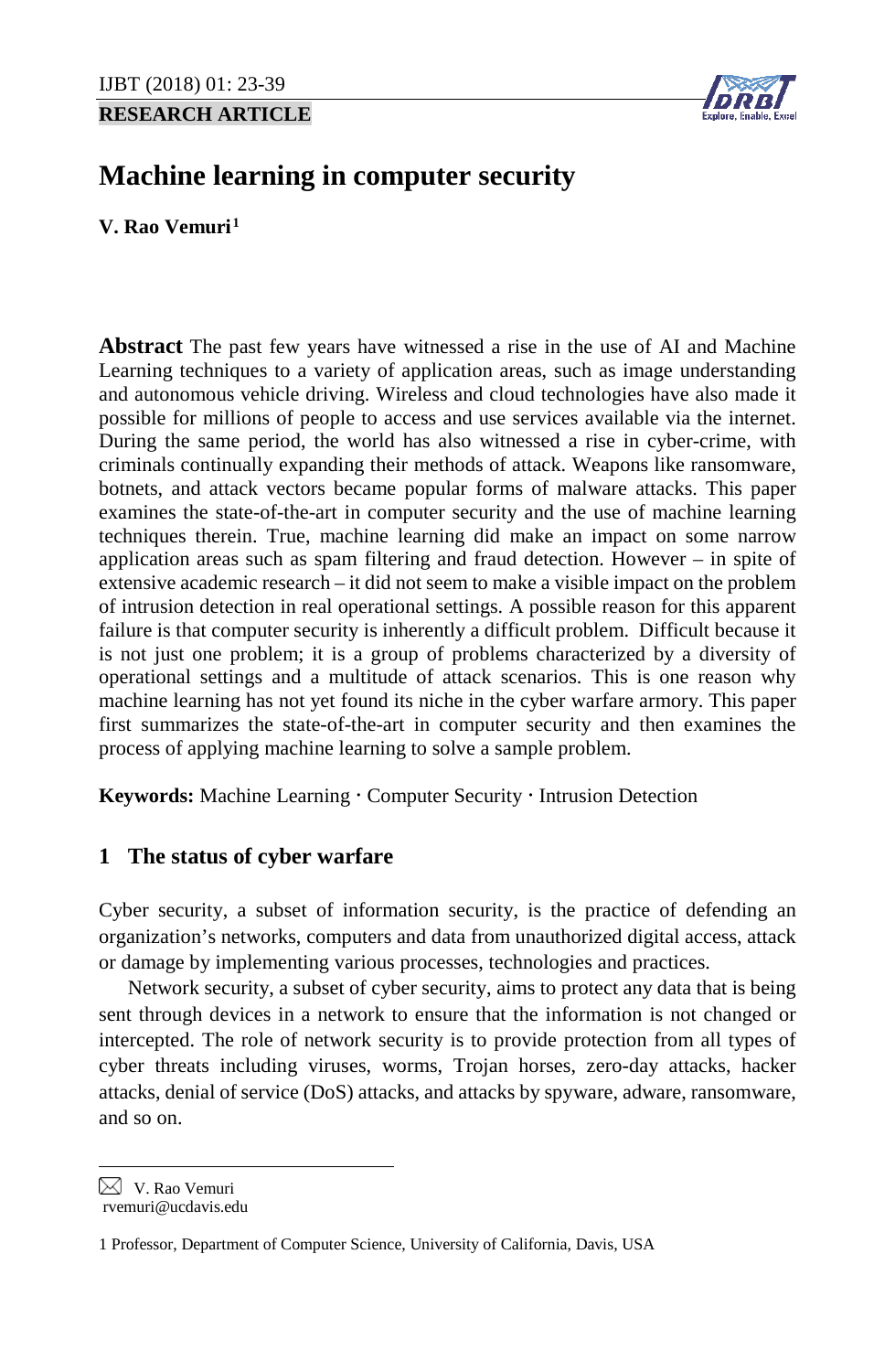RESEARCH ARTICLE

# Machine learning in computer security

**V. Rao Vemuri**[1]

**Abstract** The past few years have witnessed a rise in the use of AI and Machine Learning techniques to a variety of application areas, such as image understanding and autonomous vehicle driving. Wireless and cloud technologies have also made it possible for millions of people to access and use services available via the internet. During the same period, the world has also witnessed a rise in cyber-crime, with criminals continually expanding their methods of attack. Weapons like ransomware, botnets, and attack vectors became popular forms of malware attacks. This paper examines the state-of-the-art in computer security and the use of machine learning techniques therein. True, machine learning did make an impact on some narrow application areas such as spam filtering and fraud detection. However – in spite of extensive academic research – it did not seem to make a visible impact on the problem of intrusion detection in real operational settings. A possible reason for this apparent failure is that computer security is inherently a difficult problem. Difficult because it is not just one problem; it is a group of problems characterized by a diversity of operational settings and a multitude of attack scenarios. This is one reason why machine learning has not yet found its niche in the cyber warfare armory. This paper first summarizes the state-of-the-art in computer security and then examines the process of applying machine learning to solve a sample problem.

**Keywords:** Machine Learning · Computer Security · Intrusion Detection

## 1 The status of cyber warfare

Cyber security, a subset of information security, is the practice of defending an organization's networks, computers and data from unauthorized digital access, attack or damage by implementing various processes, technologies and practices.

Network security, a subset of cyber security, aims to protect any data that is being sent through devices in a network to ensure that the information is not changed or intercepted. The role of network security is to provide protection from all types of cyber threats including viruses, worms, Trojan horses, zero-day attacks, hacker attacks, denial of service (DoS) attacks, and attacks by spyware, adware, ransomware, and so on.

---

✉ V. Rao Vemuri
rvemuri@ucdavis.edu

1 Professor, Department of Computer Science, University of California, Davis, USA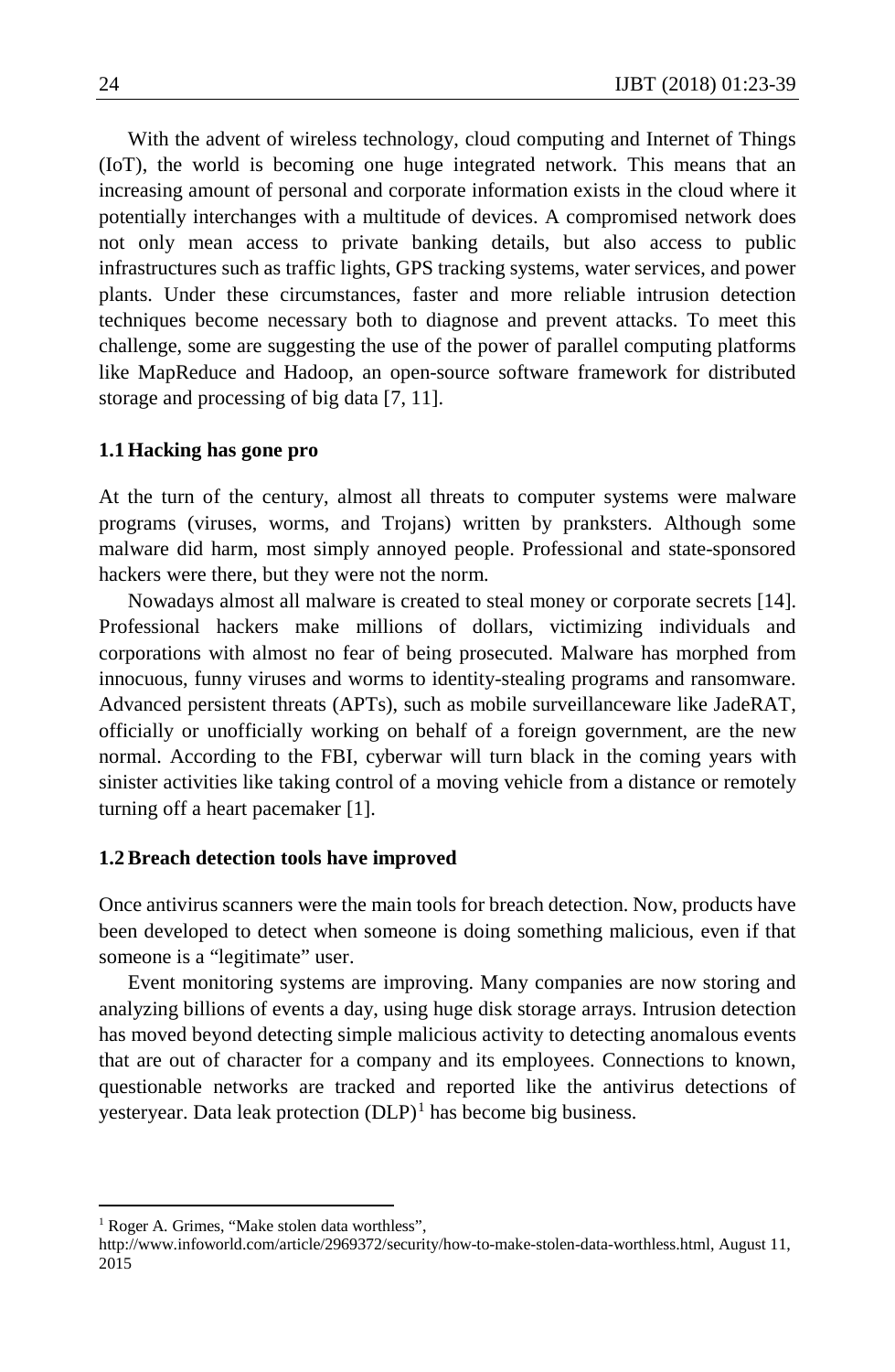With the advent of wireless technology, cloud computing and Internet of Things (IoT), the world is becoming one huge integrated network. This means that an increasing amount of personal and corporate information exists in the cloud where it potentially interchanges with a multitude of devices. A compromised network does not only mean access to private banking details, but also access to public infrastructures such as traffic lights, GPS tracking systems, water services, and power plants. Under these circumstances, faster and more reliable intrusion detection techniques become necessary both to diagnose and prevent attacks. To meet this challenge, some are suggesting the use of the power of parallel computing platforms like MapReduce and Hadoop, an open-source software framework for distributed storage and processing of big data [7, 11].

### 1.1 Hacking has gone pro

At the turn of the century, almost all threats to computer systems were malware programs (viruses, worms, and Trojans) written by pranksters. Although some malware did harm, most simply annoyed people. Professional and state-sponsored hackers were there, but they were not the norm.

Nowadays almost all malware is created to steal money or corporate secrets [14]. Professional hackers make millions of dollars, victimizing individuals and corporations with almost no fear of being prosecuted. Malware has morphed from innocuous, funny viruses and worms to identity-stealing programs and ransomware. Advanced persistent threats (APTs), such as mobile surveillanceware like JadeRAT, officially or unofficially working on behalf of a foreign government, are the new normal. According to the FBI, cyberwar will turn black in the coming years with sinister activities like taking control of a moving vehicle from a distance or remotely turning off a heart pacemaker [1].

### 1.2 Breach detection tools have improved

Once antivirus scanners were the main tools for breach detection. Now, products have been developed to detect when someone is doing something malicious, even if that someone is a "legitimate" user.

Event monitoring systems are improving. Many companies are now storing and analyzing billions of events a day, using huge disk storage arrays. Intrusion detection has moved beyond detecting simple malicious activity to detecting anomalous events that are out of character for a company and its employees. Connections to known, questionable networks are tracked and reported like the antivirus detections of yesteryear. Data leak protection (DLP)[1] has become big business.

[1] Roger A. Grimes, "Make stolen data worthless", http://www.infoworld.com/article/2969372/security/how-to-make-stolen-data-worthless.html, August 11, 2015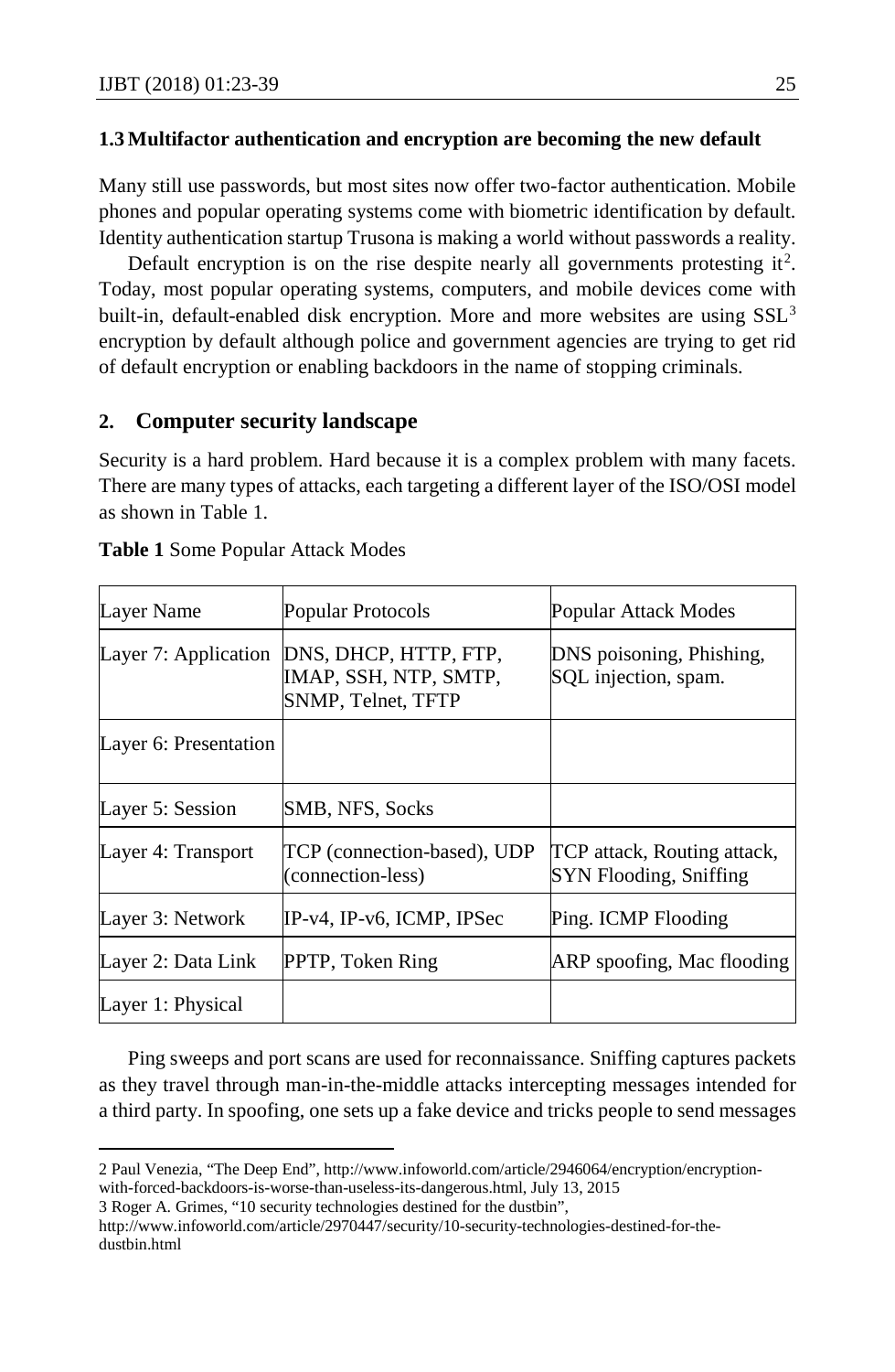### 1.3 Multifactor authentication and encryption are becoming the new default

Many still use passwords, but most sites now offer two-factor authentication. Mobile phones and popular operating systems come with biometric identification by default. Identity authentication startup Trusona is making a world without passwords a reality.

Default encryption is on the rise despite nearly all governments protesting it[2]. Today, most popular operating systems, computers, and mobile devices come with built-in, default-enabled disk encryption. More and more websites are using SSL[3] encryption by default although police and government agencies are trying to get rid of default encryption or enabling backdoors in the name of stopping criminals.

## 2. Computer security landscape

Security is a hard problem. Hard because it is a complex problem with many facets. There are many types of attacks, each targeting a different layer of the ISO/OSI model as shown in Table 1.

**Table 1** Some Popular Attack Modes

| Layer Name | Popular Protocols | Popular Attack Modes |
|---|---|---|
| Layer 7: Application | DNS, DHCP, HTTP, FTP, IMAP, SSH, NTP, SMTP, SNMP, Telnet, TFTP | DNS poisoning, Phishing, SQL injection, spam. |
| Layer 6: Presentation | | |
| Layer 5: Session | SMB, NFS, Socks | |
| Layer 4: Transport | TCP (connection-based), UDP (connection-less) | TCP attack, Routing attack, SYN Flooding, Sniffing |
| Layer 3: Network | IP-v4, IP-v6, ICMP, IPSec | Ping. ICMP Flooding |
| Layer 2: Data Link | PPTP, Token Ring | ARP spoofing, Mac flooding |
| Layer 1: Physical | | |

Ping sweeps and port scans are used for reconnaissance. Sniffing captures packets as they travel through man-in-the-middle attacks intercepting messages intended for a third party. In spoofing, one sets up a fake device and tricks people to send messages

---

2 Paul Venezia, "The Deep End", http://www.infoworld.com/article/2946064/encryption/encryption-with-forced-backdoors-is-worse-than-useless-its-dangerous.html, July 13, 2015

3 Roger A. Grimes, "10 security technologies destined for the dustbin", http://www.infoworld.com/article/2970447/security/10-security-technologies-destined-for-the-dustbin.html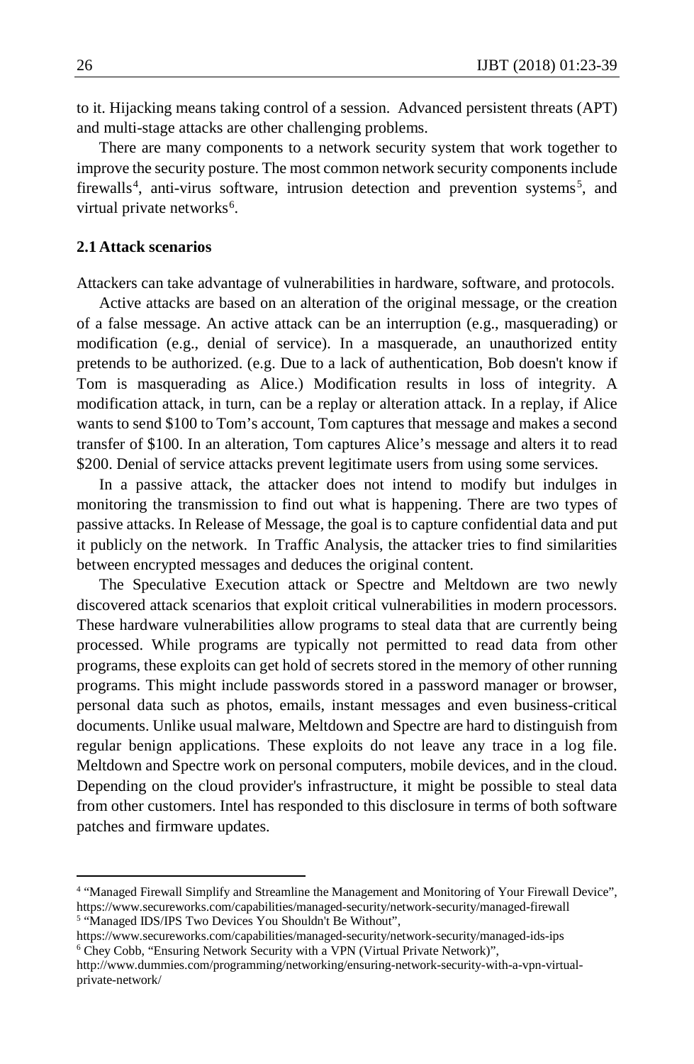to it. Hijacking means taking control of a session. Advanced persistent threats (APT) and multi-stage attacks are other challenging problems.

There are many components to a network security system that work together to improve the security posture. The most common network security components include firewalls[4], anti-virus software, intrusion detection and prevention systems[5], and virtual private networks[6].

### 2.1 Attack scenarios

Attackers can take advantage of vulnerabilities in hardware, software, and protocols.

Active attacks are based on an alteration of the original message, or the creation of a false message. An active attack can be an interruption (e.g., masquerading) or modification (e.g., denial of service). In a masquerade, an unauthorized entity pretends to be authorized. (e.g. Due to a lack of authentication, Bob doesn't know if Tom is masquerading as Alice.) Modification results in loss of integrity. A modification attack, in turn, can be a replay or alteration attack. In a replay, if Alice wants to send $100 to Tom's account, Tom captures that message and makes a second transfer of $100. In an alteration, Tom captures Alice's message and alters it to read $200. Denial of service attacks prevent legitimate users from using some services.

In a passive attack, the attacker does not intend to modify but indulges in monitoring the transmission to find out what is happening. There are two types of passive attacks. In Release of Message, the goal is to capture confidential data and put it publicly on the network. In Traffic Analysis, the attacker tries to find similarities between encrypted messages and deduces the original content.

The Speculative Execution attack or Spectre and Meltdown are two newly discovered attack scenarios that exploit critical vulnerabilities in modern processors. These hardware vulnerabilities allow programs to steal data that are currently being processed. While programs are typically not permitted to read data from other programs, these exploits can get hold of secrets stored in the memory of other running programs. This might include passwords stored in a password manager or browser, personal data such as photos, emails, instant messages and even business-critical documents. Unlike usual malware, Meltdown and Spectre are hard to distinguish from regular benign applications. These exploits do not leave any trace in a log file. Meltdown and Spectre work on personal computers, mobile devices, and in the cloud. Depending on the cloud provider's infrastructure, it might be possible to steal data from other customers. Intel has responded to this disclosure in terms of both software patches and firmware updates.

---

[4] "Managed Firewall Simplify and Streamline the Management and Monitoring of Your Firewall Device", https://www.secureworks.com/capabilities/managed-security/network-security/managed-firewall

[5] "Managed IDS/IPS Two Devices You Shouldn't Be Without", https://www.secureworks.com/capabilities/managed-security/network-security/managed-ids-ips

[6] Chey Cobb, "Ensuring Network Security with a VPN (Virtual Private Network)", http://www.dummies.com/programming/networking/ensuring-network-security-with-a-vpn-virtual-private-network/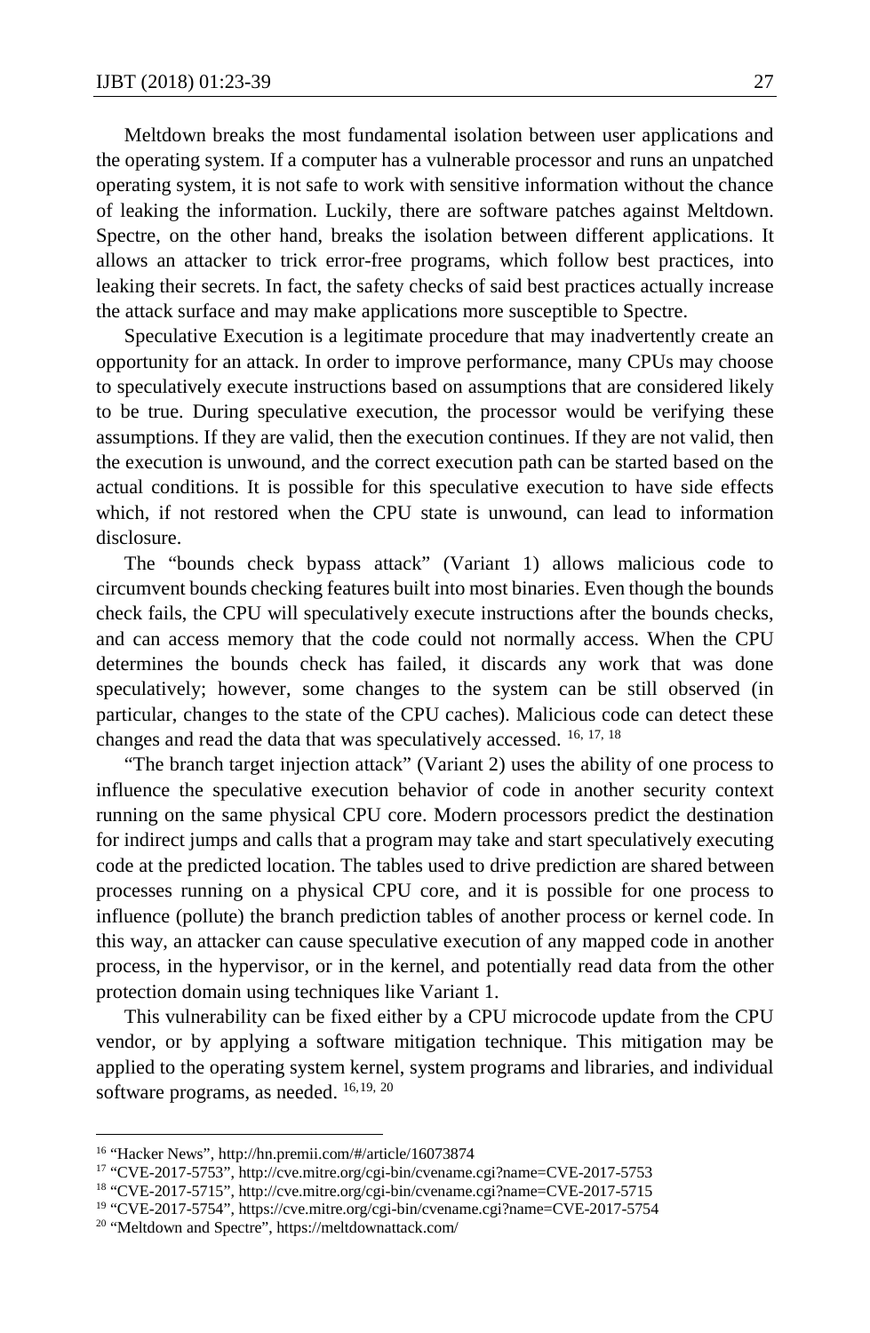Meltdown breaks the most fundamental isolation between user applications and the operating system. If a computer has a vulnerable processor and runs an unpatched operating system, it is not safe to work with sensitive information without the chance of leaking the information. Luckily, there are software patches against Meltdown. Spectre, on the other hand, breaks the isolation between different applications. It allows an attacker to trick error-free programs, which follow best practices, into leaking their secrets. In fact, the safety checks of said best practices actually increase the attack surface and may make applications more susceptible to Spectre.

Speculative Execution is a legitimate procedure that may inadvertently create an opportunity for an attack. In order to improve performance, many CPUs may choose to speculatively execute instructions based on assumptions that are considered likely to be true. During speculative execution, the processor would be verifying these assumptions. If they are valid, then the execution continues. If they are not valid, then the execution is unwound, and the correct execution path can be started based on the actual conditions. It is possible for this speculative execution to have side effects which, if not restored when the CPU state is unwound, can lead to information disclosure.

The "bounds check bypass attack" (Variant 1) allows malicious code to circumvent bounds checking features built into most binaries. Even though the bounds check fails, the CPU will speculatively execute instructions after the bounds checks, and can access memory that the code could not normally access. When the CPU determines the bounds check has failed, it discards any work that was done speculatively; however, some changes to the system can be still observed (in particular, changes to the state of the CPU caches). Malicious code can detect these changes and read the data that was speculatively accessed. [16, 17, 18]

"The branch target injection attack" (Variant 2) uses the ability of one process to influence the speculative execution behavior of code in another security context running on the same physical CPU core. Modern processors predict the destination for indirect jumps and calls that a program may take and start speculatively executing code at the predicted location. The tables used to drive prediction are shared between processes running on a physical CPU core, and it is possible for one process to influence (pollute) the branch prediction tables of another process or kernel code. In this way, an attacker can cause speculative execution of any mapped code in another process, in the hypervisor, or in the kernel, and potentially read data from the other protection domain using techniques like Variant 1.

This vulnerability can be fixed either by a CPU microcode update from the CPU vendor, or by applying a software mitigation technique. This mitigation may be applied to the operating system kernel, system programs and libraries, and individual software programs, as needed. [16,19, 20]

---

[16] "Hacker News", http://hn.premii.com/#/article/16073874

[17] "CVE-2017-5753", http://cve.mitre.org/cgi-bin/cvename.cgi?name=CVE-2017-5753

[18] "CVE-2017-5715", http://cve.mitre.org/cgi-bin/cvename.cgi?name=CVE-2017-5715

[19] "CVE-2017-5754", https://cve.mitre.org/cgi-bin/cvename.cgi?name=CVE-2017-5754

[20] "Meltdown and Spectre", https://meltdownattack.com/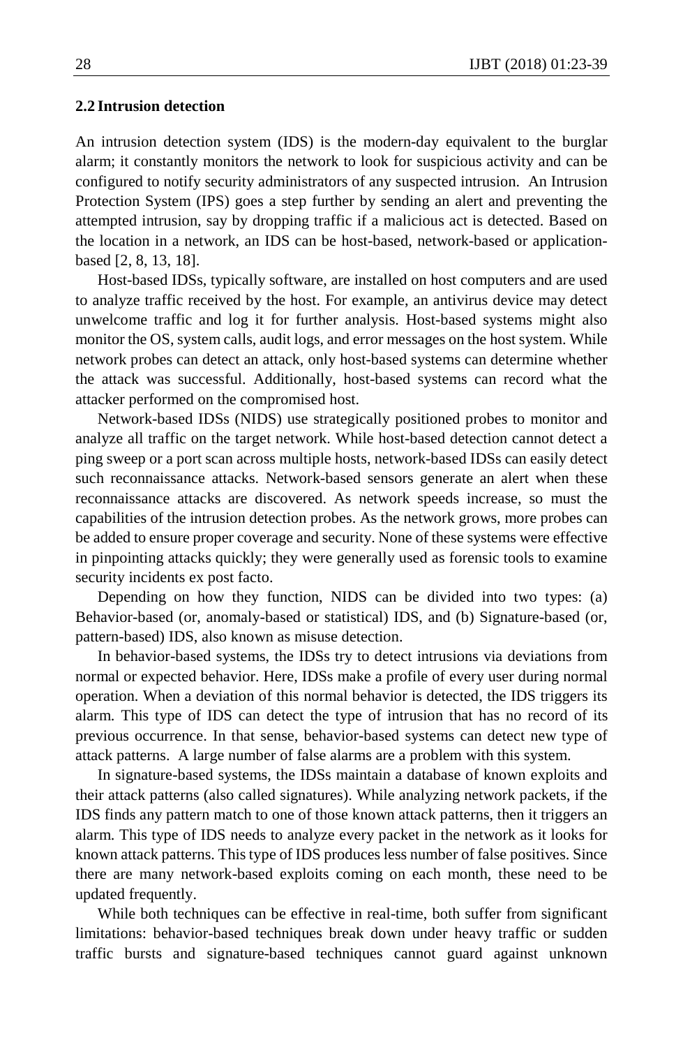### 2.2 Intrusion detection

An intrusion detection system (IDS) is the modern-day equivalent to the burglar alarm; it constantly monitors the network to look for suspicious activity and can be configured to notify security administrators of any suspected intrusion. An Intrusion Protection System (IPS) goes a step further by sending an alert and preventing the attempted intrusion, say by dropping traffic if a malicious act is detected. Based on the location in a network, an IDS can be host-based, network-based or application-based [2, 8, 13, 18].

Host-based IDSs, typically software, are installed on host computers and are used to analyze traffic received by the host. For example, an antivirus device may detect unwelcome traffic and log it for further analysis. Host-based systems might also monitor the OS, system calls, audit logs, and error messages on the host system. While network probes can detect an attack, only host-based systems can determine whether the attack was successful. Additionally, host-based systems can record what the attacker performed on the compromised host.

Network-based IDSs (NIDS) use strategically positioned probes to monitor and analyze all traffic on the target network. While host-based detection cannot detect a ping sweep or a port scan across multiple hosts, network-based IDSs can easily detect such reconnaissance attacks. Network-based sensors generate an alert when these reconnaissance attacks are discovered. As network speeds increase, so must the capabilities of the intrusion detection probes. As the network grows, more probes can be added to ensure proper coverage and security. None of these systems were effective in pinpointing attacks quickly; they were generally used as forensic tools to examine security incidents ex post facto.

Depending on how they function, NIDS can be divided into two types: (a) Behavior-based (or, anomaly-based or statistical) IDS, and (b) Signature-based (or, pattern-based) IDS, also known as misuse detection.

In behavior-based systems, the IDSs try to detect intrusions via deviations from normal or expected behavior. Here, IDSs make a profile of every user during normal operation. When a deviation of this normal behavior is detected, the IDS triggers its alarm. This type of IDS can detect the type of intrusion that has no record of its previous occurrence. In that sense, behavior-based systems can detect new type of attack patterns. A large number of false alarms are a problem with this system.

In signature-based systems, the IDSs maintain a database of known exploits and their attack patterns (also called signatures). While analyzing network packets, if the IDS finds any pattern match to one of those known attack patterns, then it triggers an alarm. This type of IDS needs to analyze every packet in the network as it looks for known attack patterns. This type of IDS produces less number of false positives. Since there are many network-based exploits coming on each month, these need to be updated frequently.

While both techniques can be effective in real-time, both suffer from significant limitations: behavior-based techniques break down under heavy traffic or sudden traffic bursts and signature-based techniques cannot guard against unknown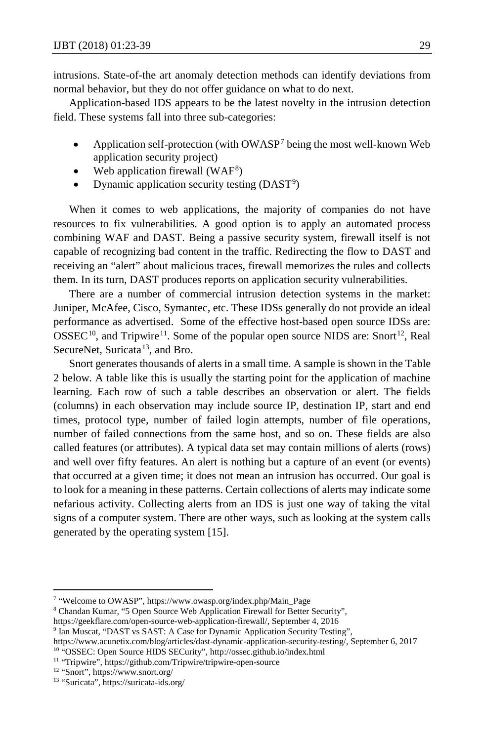intrusions. State-of-the art anomaly detection methods can identify deviations from normal behavior, but they do not offer guidance on what to do next.

Application-based IDS appears to be the latest novelty in the intrusion detection field. These systems fall into three sub-categories:

- Application self-protection (with OWASP[7] being the most well-known Web application security project)
- Web application firewall (WAF[8])
- Dynamic application security testing (DAST[9])

When it comes to web applications, the majority of companies do not have resources to fix vulnerabilities. A good option is to apply an automated process combining WAF and DAST. Being a passive security system, firewall itself is not capable of recognizing bad content in the traffic. Redirecting the flow to DAST and receiving an "alert" about malicious traces, firewall memorizes the rules and collects them. In its turn, DAST produces reports on application security vulnerabilities.

There are a number of commercial intrusion detection systems in the market: Juniper, McAfee, Cisco, Symantec, etc. These IDSs generally do not provide an ideal performance as advertised. Some of the effective host-based open source IDSs are: OSSEC[10], and Tripwire[11]. Some of the popular open source NIDS are: Snort[12], Real SecureNet, Suricata[13], and Bro.

Snort generates thousands of alerts in a small time. A sample is shown in the Table 2 below. A table like this is usually the starting point for the application of machine learning. Each row of such a table describes an observation or alert. The fields (columns) in each observation may include source IP, destination IP, start and end times, protocol type, number of failed login attempts, number of file operations, number of failed connections from the same host, and so on. These fields are also called features (or attributes). A typical data set may contain millions of alerts (rows) and well over fifty features. An alert is nothing but a capture of an event (or events) that occurred at a given time; it does not mean an intrusion has occurred. Our goal is to look for a meaning in these patterns. Certain collections of alerts may indicate some nefarious activity. Collecting alerts from an IDS is just one way of taking the vital signs of a computer system. There are other ways, such as looking at the system calls generated by the operating system [15].

---

[7] "Welcome to OWASP", https://www.owasp.org/index.php/Main_Page

[8] Chandan Kumar, "5 Open Source Web Application Firewall for Better Security", https://geekflare.com/open-source-web-application-firewall/, September 4, 2016

[9] Ian Muscat, "DAST vs SAST: A Case for Dynamic Application Security Testing", https://www.acunetix.com/blog/articles/dast-dynamic-application-security-testing/, September 6, 2017

[10] "OSSEC: Open Source HIDS SECurity", http://ossec.github.io/index.html

[11] "Tripwire", https://github.com/Tripwire/tripwire-open-source

[12] "Snort", https://www.snort.org/

[13] "Suricata", https://suricata-ids.org/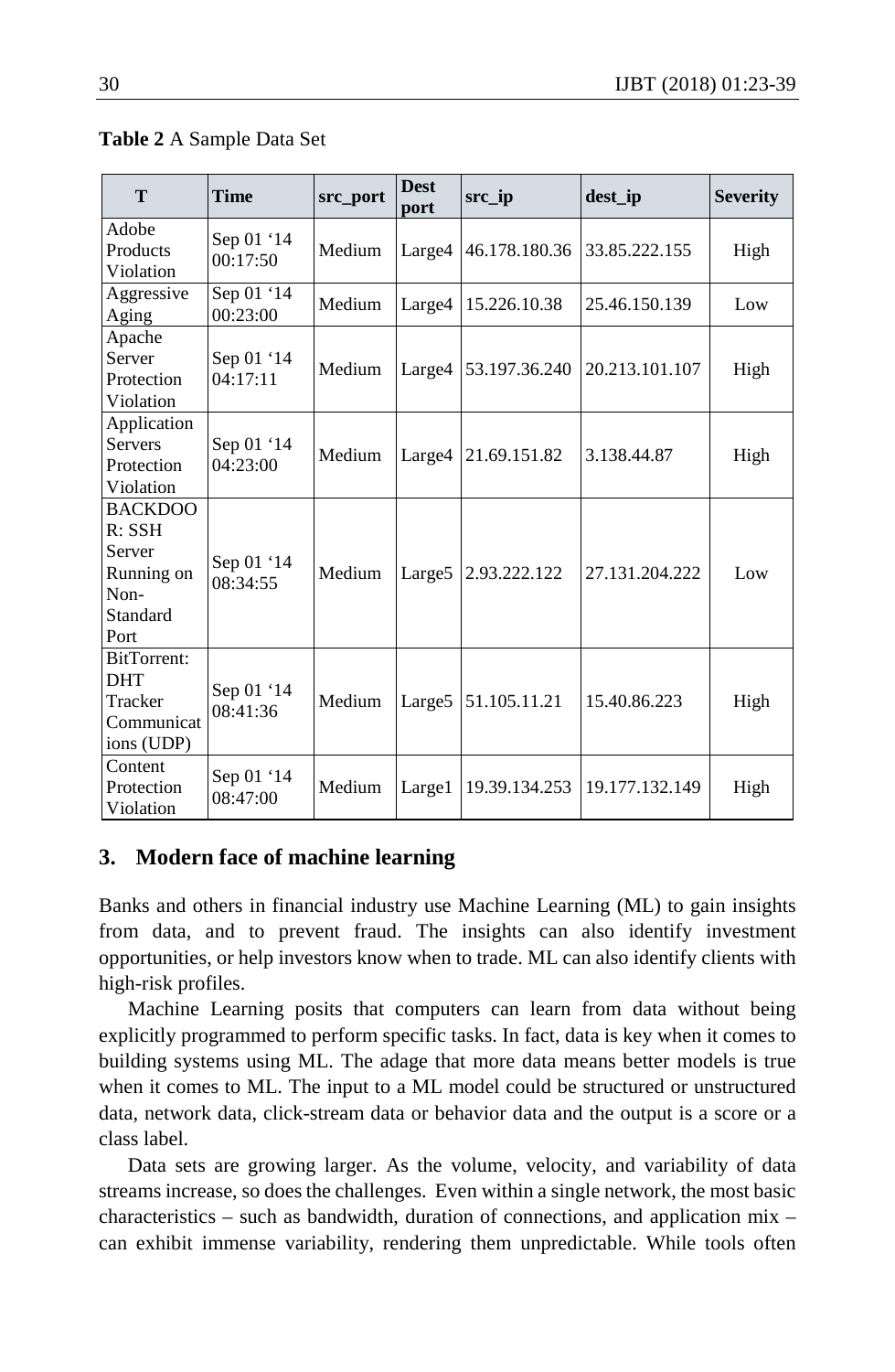**Table 2** A Sample Data Set

| T | Time | src_port | Dest port | src_ip | dest_ip | Severity |
|---|---|---|---|---|---|---|
| Adobe Products Violation | Sep 01 '14 00:17:50 | Medium | Large4 | 46.178.180.36 | 33.85.222.155 | High |
| Aggressive Aging | Sep 01 '14 00:23:00 | Medium | Large4 | 15.226.10.38 | 25.46.150.139 | Low |
| Apache Server Protection Violation | Sep 01 '14 04:17:11 | Medium | Large4 | 53.197.36.240 | 20.213.101.107 | High |
| Application Servers Protection Violation | Sep 01 '14 04:23:00 | Medium | Large4 | 21.69.151.82 | 3.138.44.87 | High |
| BACKDOOR: SSH Server Running on Non-Standard Port | Sep 01 '14 08:34:55 | Medium | Large5 | 2.93.222.122 | 27.131.204.222 | Low |
| BitTorrent: DHT Tracker Communications (UDP) | Sep 01 '14 08:41:36 | Medium | Large5 | 51.105.11.21 | 15.40.86.223 | High |
| Content Protection Violation | Sep 01 '14 08:47:00 | Medium | Large1 | 19.39.134.253 | 19.177.132.149 | High |

## 3. Modern face of machine learning

Banks and others in financial industry use Machine Learning (ML) to gain insights from data, and to prevent fraud. The insights can also identify investment opportunities, or help investors know when to trade. ML can also identify clients with high-risk profiles.

Machine Learning posits that computers can learn from data without being explicitly programmed to perform specific tasks. In fact, data is key when it comes to building systems using ML. The adage that more data means better models is true when it comes to ML. The input to a ML model could be structured or unstructured data, network data, click-stream data or behavior data and the output is a score or a class label.

Data sets are growing larger. As the volume, velocity, and variability of data streams increase, so does the challenges. Even within a single network, the most basic characteristics – such as bandwidth, duration of connections, and application mix – can exhibit immense variability, rendering them unpredictable. While tools often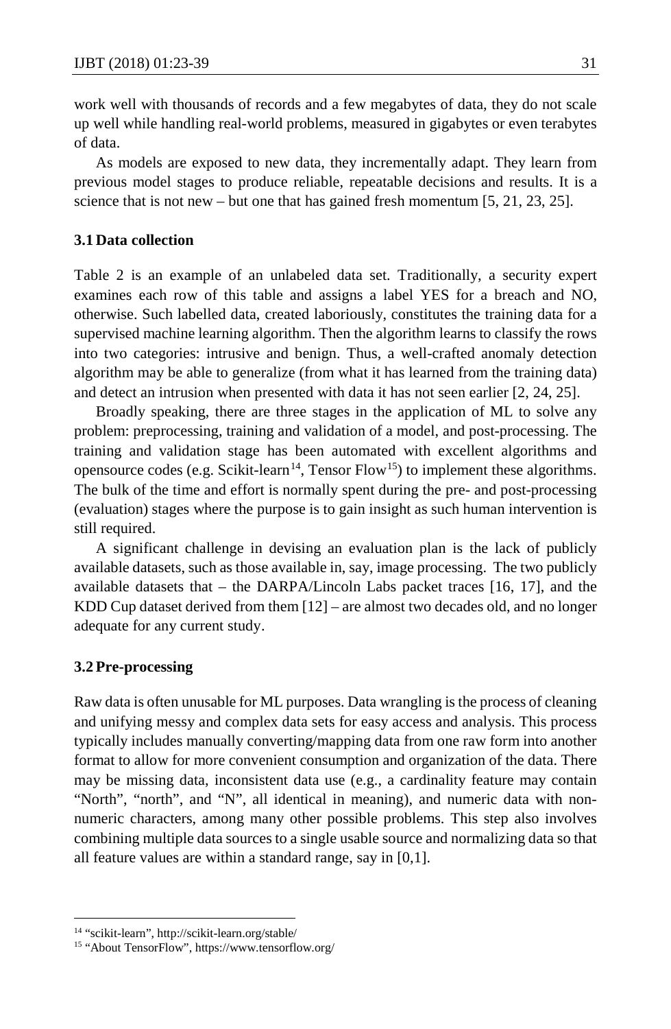work well with thousands of records and a few megabytes of data, they do not scale up well while handling real-world problems, measured in gigabytes or even terabytes of data.

As models are exposed to new data, they incrementally adapt. They learn from previous model stages to produce reliable, repeatable decisions and results. It is a science that is not new – but one that has gained fresh momentum [5, 21, 23, 25].

### 3.1 Data collection

Table 2 is an example of an unlabeled data set. Traditionally, a security expert examines each row of this table and assigns a label YES for a breach and NO, otherwise. Such labelled data, created laboriously, constitutes the training data for a supervised machine learning algorithm. Then the algorithm learns to classify the rows into two categories: intrusive and benign. Thus, a well-crafted anomaly detection algorithm may be able to generalize (from what it has learned from the training data) and detect an intrusion when presented with data it has not seen earlier [2, 24, 25].

Broadly speaking, there are three stages in the application of ML to solve any problem: preprocessing, training and validation of a model, and post-processing. The training and validation stage has been automated with excellent algorithms and opensource codes (e.g. Scikit-learn[14], Tensor Flow[15]) to implement these algorithms. The bulk of the time and effort is normally spent during the pre- and post-processing (evaluation) stages where the purpose is to gain insight as such human intervention is still required.

A significant challenge in devising an evaluation plan is the lack of publicly available datasets, such as those available in, say, image processing. The two publicly available datasets that – the DARPA/Lincoln Labs packet traces [16, 17], and the KDD Cup dataset derived from them [12] – are almost two decades old, and no longer adequate for any current study.

### 3.2 Pre-processing

Raw data is often unusable for ML purposes. Data wrangling is the process of cleaning and unifying messy and complex data sets for easy access and analysis. This process typically includes manually converting/mapping data from one raw form into another format to allow for more convenient consumption and organization of the data. There may be missing data, inconsistent data use (e.g., a cardinality feature may contain "North", "north", and "N", all identical in meaning), and numeric data with non-numeric characters, among many other possible problems. This step also involves combining multiple data sources to a single usable source and normalizing data so that all feature values are within a standard range, say in [0,1].

---

[14] "scikit-learn", http://scikit-learn.org/stable/

[15] "About TensorFlow", https://www.tensorflow.org/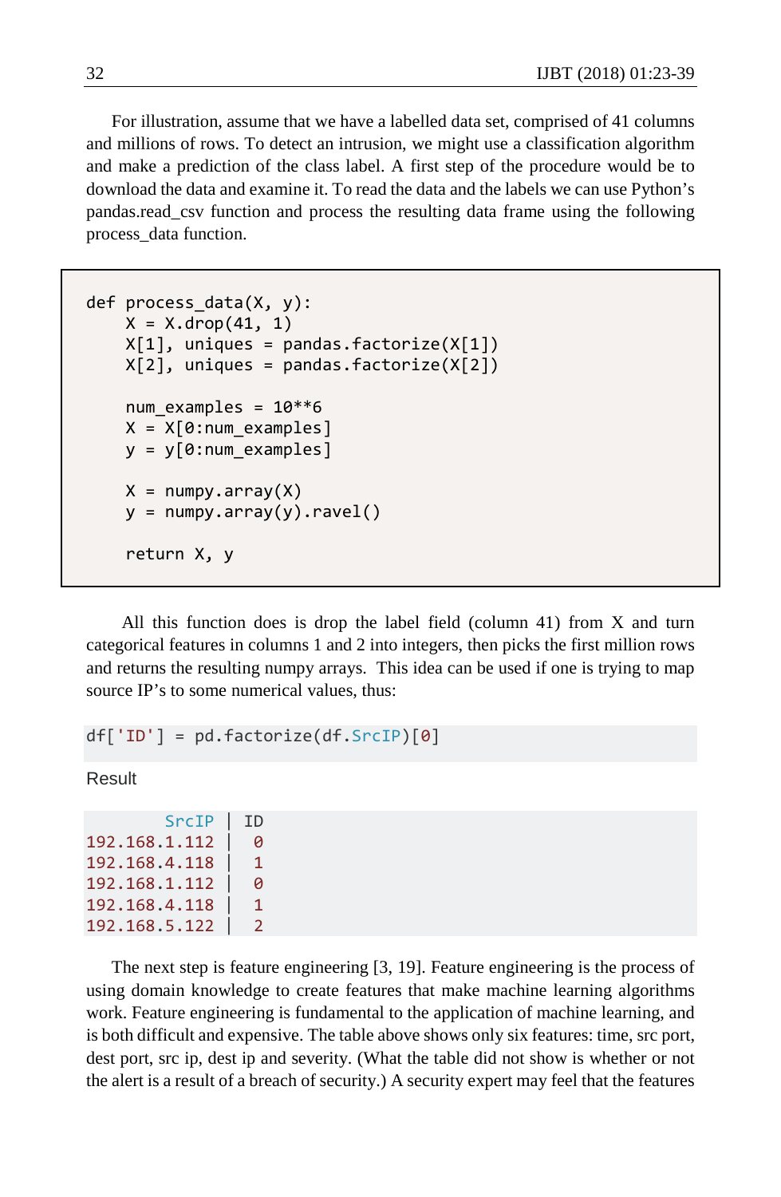For illustration, assume that we have a labelled data set, comprised of 41 columns and millions of rows. To detect an intrusion, we might use a classification algorithm and make a prediction of the class label. A first step of the procedure would be to download the data and examine it. To read the data and the labels we can use Python's pandas.read_csv function and process the resulting data frame using the following process_data function.

```
def process_data(X, y):
    X = X.drop(41, 1)
    X[1], uniques = pandas.factorize(X[1])
    X[2], uniques = pandas.factorize(X[2])

    num_examples = 10**6
    X = X[0:num_examples]
    y = y[0:num_examples]

    X = numpy.array(X)
    y = numpy.array(y).ravel()

    return X, y
```

All this function does is drop the label field (column 41) from X and turn categorical features in columns 1 and 2 into integers, then picks the first million rows and returns the resulting numpy arrays. This idea can be used if one is trying to map source IP's to some numerical values, thus:

```
df['ID'] = pd.factorize(df.SrcIP)[0]
```

Result

```
        SrcIP | ID
192.168.1.112 |  0
192.168.4.118 |  1
192.168.1.112 |  0
192.168.4.118 |  1
192.168.5.122 |  2
```

The next step is feature engineering [3, 19]. Feature engineering is the process of using domain knowledge to create features that make machine learning algorithms work. Feature engineering is fundamental to the application of machine learning, and is both difficult and expensive. The table above shows only six features: time, src port, dest port, src ip, dest ip and severity. (What the table did not show is whether or not the alert is a result of a breach of security.) A security expert may feel that the features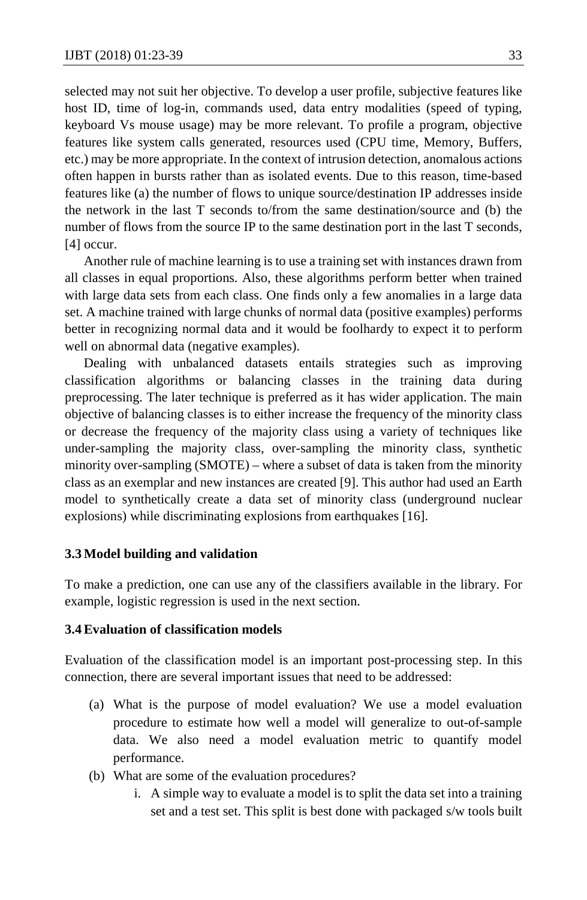selected may not suit her objective. To develop a user profile, subjective features like host ID, time of log-in, commands used, data entry modalities (speed of typing, keyboard Vs mouse usage) may be more relevant. To profile a program, objective features like system calls generated, resources used (CPU time, Memory, Buffers, etc.) may be more appropriate. In the context of intrusion detection, anomalous actions often happen in bursts rather than as isolated events. Due to this reason, time-based features like (a) the number of flows to unique source/destination IP addresses inside the network in the last T seconds to/from the same destination/source and (b) the number of flows from the source IP to the same destination port in the last T seconds, [4] occur.

Another rule of machine learning is to use a training set with instances drawn from all classes in equal proportions. Also, these algorithms perform better when trained with large data sets from each class. One finds only a few anomalies in a large data set. A machine trained with large chunks of normal data (positive examples) performs better in recognizing normal data and it would be foolhardy to expect it to perform well on abnormal data (negative examples).

Dealing with unbalanced datasets entails strategies such as improving classification algorithms or balancing classes in the training data during preprocessing. The later technique is preferred as it has wider application. The main objective of balancing classes is to either increase the frequency of the minority class or decrease the frequency of the majority class using a variety of techniques like under-sampling the majority class, over-sampling the minority class, synthetic minority over-sampling (SMOTE) – where a subset of data is taken from the minority class as an exemplar and new instances are created [9]. This author had used an Earth model to synthetically create a data set of minority class (underground nuclear explosions) while discriminating explosions from earthquakes [16].

### 3.3 Model building and validation

To make a prediction, one can use any of the classifiers available in the library. For example, logistic regression is used in the next section.

### 3.4 Evaluation of classification models

Evaluation of the classification model is an important post-processing step. In this connection, there are several important issues that need to be addressed:

(a) What is the purpose of model evaluation? We use a model evaluation procedure to estimate how well a model will generalize to out-of-sample data. We also need a model evaluation metric to quantify model performance.

(b) What are some of the evaluation procedures?

   i. A simple way to evaluate a model is to split the data set into a training set and a test set. This split is best done with packaged s/w tools built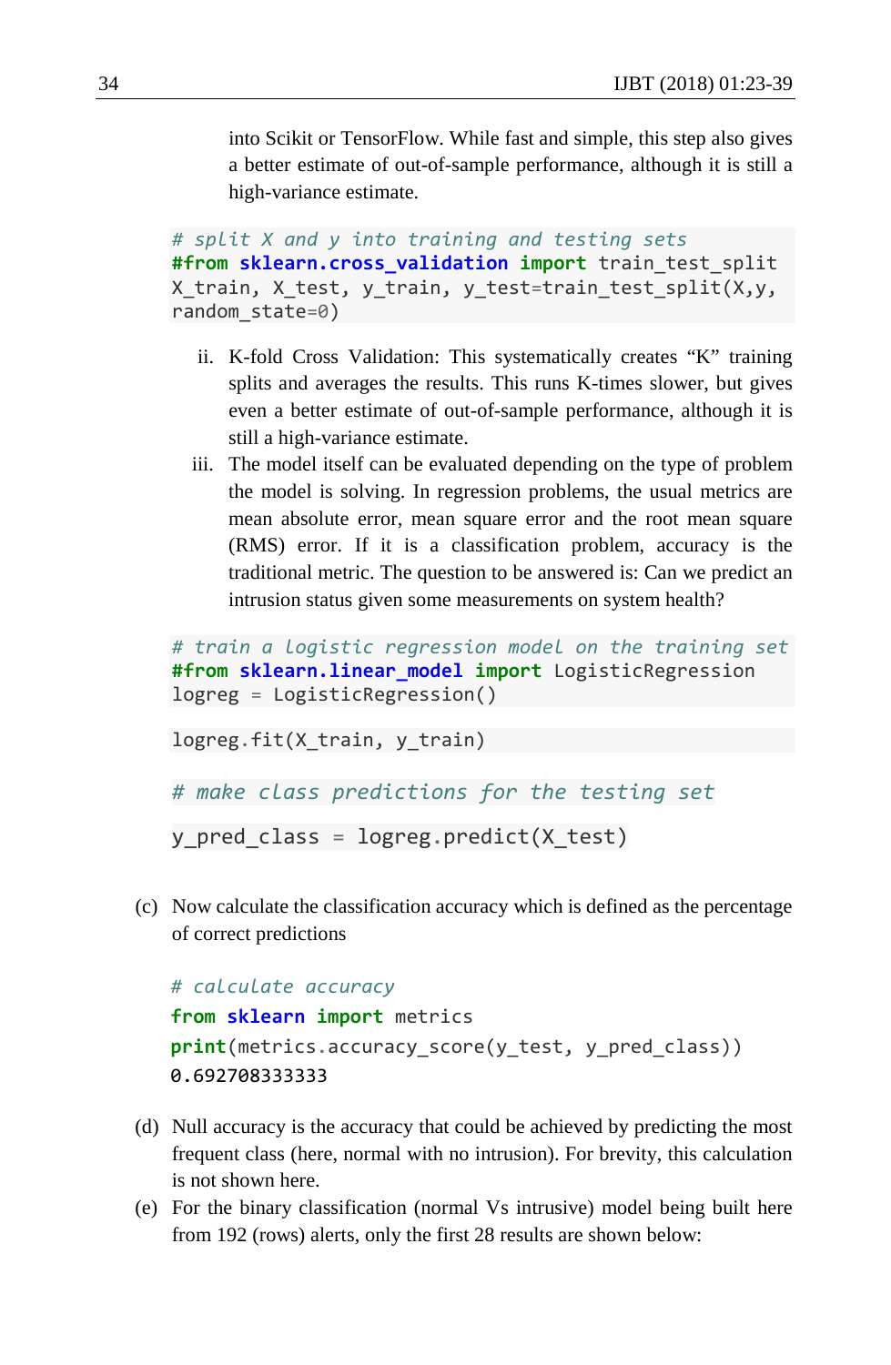into Scikit or TensorFlow. While fast and simple, this step also gives a better estimate of out-of-sample performance, although it is still a high-variance estimate.

```
# split X and y into training and testing sets
#from sklearn.cross_validation import train_test_split
X_train, X_test, y_train, y_test=train_test_split(X,y,
random_state=0)
```

ii. K-fold Cross Validation: This systematically creates “K” training splits and averages the results. This runs K-times slower, but gives even a better estimate of out-of-sample performance, although it is still a high-variance estimate.

iii. The model itself can be evaluated depending on the type of problem the model is solving. In regression problems, the usual metrics are mean absolute error, mean square error and the root mean square (RMS) error. If it is a classification problem, accuracy is the traditional metric. The question to be answered is: Can we predict an intrusion status given some measurements on system health?

```
# train a logistic regression model on the training set
#from sklearn.linear_model import LogisticRegression
logreg = LogisticRegression()
```

```
logreg.fit(X_train, y_train)
```

```
# make class predictions for the testing set
```

```
y_pred_class = logreg.predict(X_test)
```

(c) Now calculate the classification accuracy which is defined as the percentage of correct predictions

```
# calculate accuracy
from sklearn import metrics
print(metrics.accuracy_score(y_test, y_pred_class))
0.692708333333
```

(d) Null accuracy is the accuracy that could be achieved by predicting the most frequent class (here, normal with no intrusion). For brevity, this calculation is not shown here.

(e) For the binary classification (normal Vs intrusive) model being built here from 192 (rows) alerts, only the first 28 results are shown below: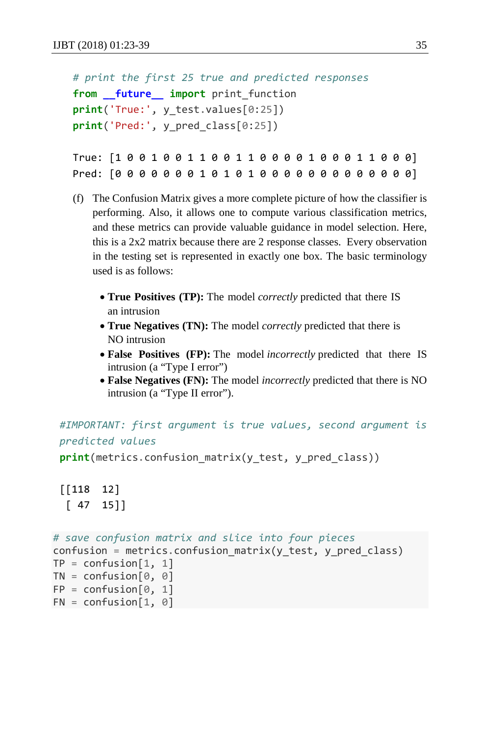```python
# print the first 25 true and predicted responses
from __future__ import print_function
print('True:', y_test.values[0:25])
print('Pred:', y_pred_class[0:25])
```

```
True: [1 0 0 1 0 0 1 1 0 0 1 1 0 0 0 0 1 0 0 0 1 1 0 0 0]
Pred: [0 0 0 0 0 0 0 1 0 1 0 1 0 0 0 0 0 0 0 0 0 0 0 0 0]
```

(f) The Confusion Matrix gives a more complete picture of how the classifier is performing. Also, it allows one to compute various classification metrics, and these metrics can provide valuable guidance in model selection. Here, this is a 2x2 matrix because there are 2 response classes. Every observation in the testing set is represented in exactly one box. The basic terminology used is as follows:

- **True Positives (TP):** The model *correctly* predicted that there IS an intrusion
- **True Negatives (TN):** The model *correctly* predicted that there is NO intrusion
- **False Positives (FP):** The model *incorrectly* predicted that there IS intrusion (a “Type I error”)
- **False Negatives (FN):** The model *incorrectly* predicted that there is NO intrusion (a “Type II error”).

```python
#IMPORTANT: first argument is true values, second argument is predicted values
print(metrics.confusion_matrix(y_test, y_pred_class))
```

```
[[118  12]
 [ 47  15]]
```

```python
# save confusion matrix and slice into four pieces
confusion = metrics.confusion_matrix(y_test, y_pred_class)
TP = confusion[1, 1]
TN = confusion[0, 0]
FP = confusion[0, 1]
FN = confusion[1, 0]
```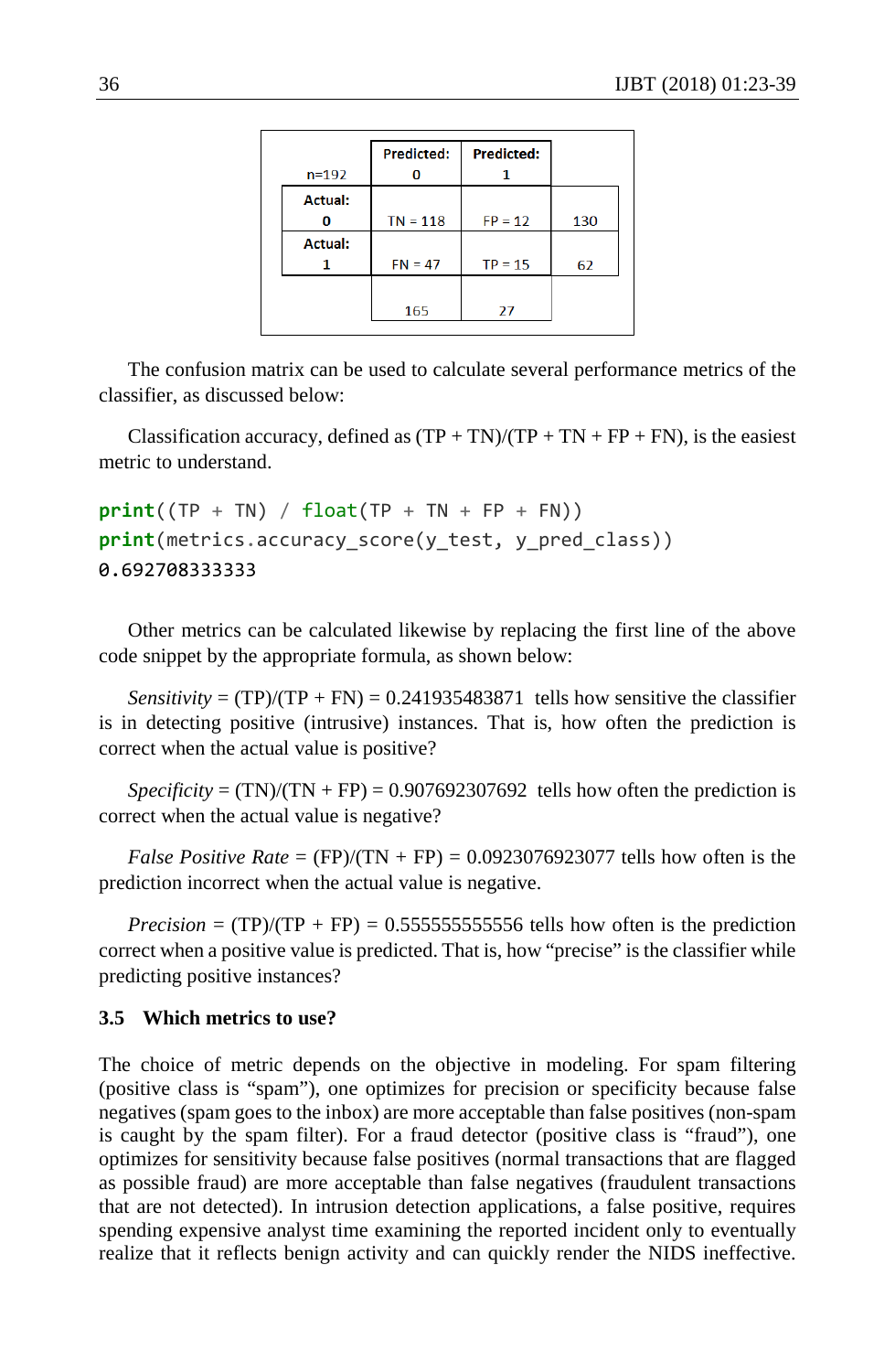| n=192 | Predicted: 0 | Predicted: 1 | |
|---|---|---|---|
| Actual: 0 | TN = 118 | FP = 12 | 130 |
| Actual: 1 | FN = 47 | TP = 15 | 62 |
| | 165 | 27 | |

The confusion matrix can be used to calculate several performance metrics of the classifier, as discussed below:

Classification accuracy, defined as (TP + TN)/(TP + TN + FP + FN), is the easiest metric to understand.

```
print((TP + TN) / float(TP + TN + FP + FN))
print(metrics.accuracy_score(y_test, y_pred_class))
0.692708333333
```

Other metrics can be calculated likewise by replacing the first line of the above code snippet by the appropriate formula, as shown below:

*Sensitivity* = (TP)/(TP + FN) = 0.241935483871 tells how sensitive the classifier is in detecting positive (intrusive) instances. That is, how often the prediction is correct when the actual value is positive?

*Specificity* = (TN)/(TN + FP) = 0.907692307692 tells how often the prediction is correct when the actual value is negative?

*False Positive Rate* = (FP)/(TN + FP) = 0.0923076923077 tells how often is the prediction incorrect when the actual value is negative.

*Precision* = (TP)/(TP + FP) = 0.555555555556 tells how often is the prediction correct when a positive value is predicted. That is, how "precise" is the classifier while predicting positive instances?

### 3.5 Which metrics to use?

The choice of metric depends on the objective in modeling. For spam filtering (positive class is "spam"), one optimizes for precision or specificity because false negatives (spam goes to the inbox) are more acceptable than false positives (non-spam is caught by the spam filter). For a fraud detector (positive class is "fraud"), one optimizes for sensitivity because false positives (normal transactions that are flagged as possible fraud) are more acceptable than false negatives (fraudulent transactions that are not detected). In intrusion detection applications, a false positive, requires spending expensive analyst time examining the reported incident only to eventually realize that it reflects benign activity and can quickly render the NIDS ineffective.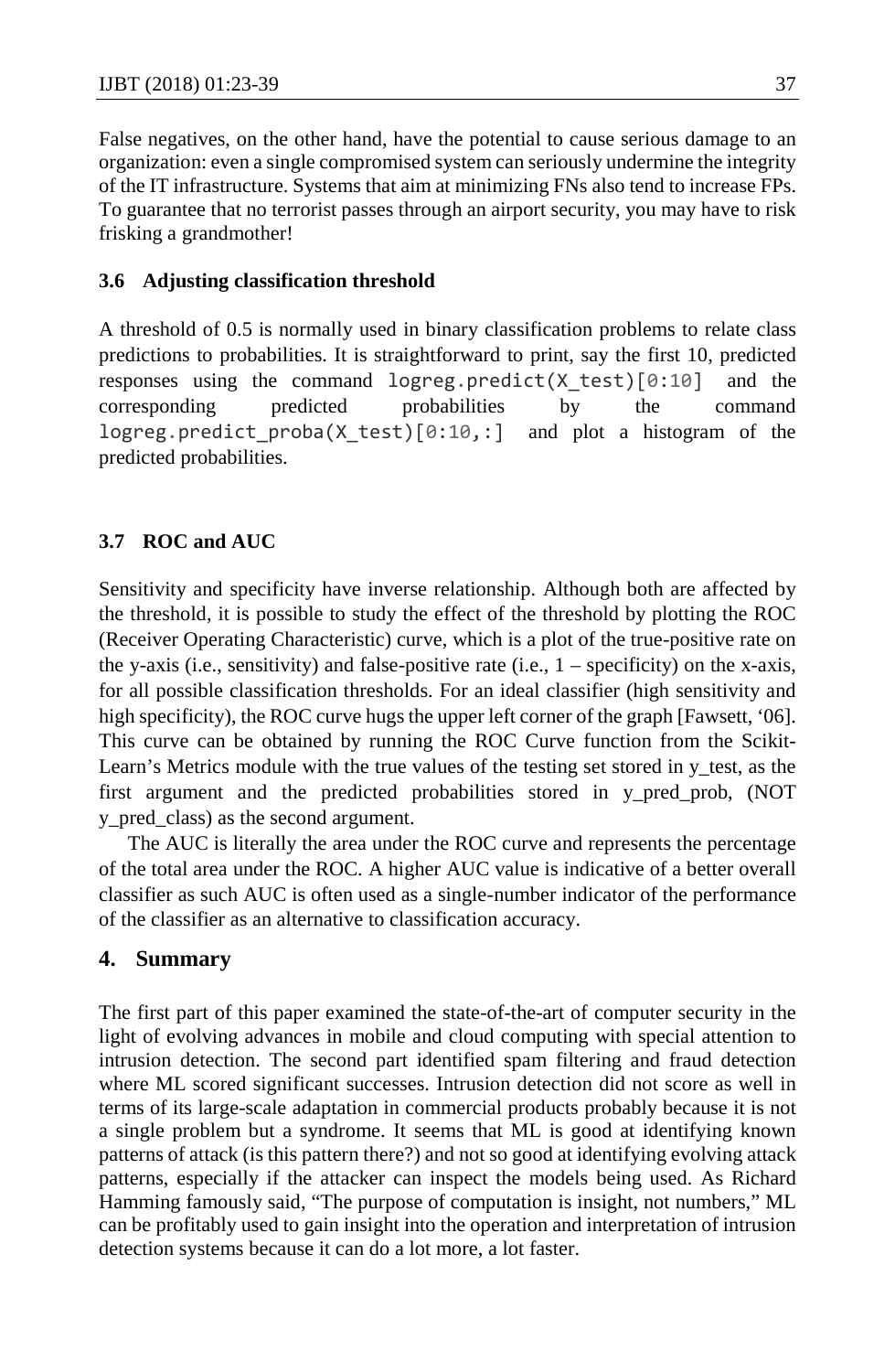False negatives, on the other hand, have the potential to cause serious damage to an organization: even a single compromised system can seriously undermine the integrity of the IT infrastructure. Systems that aim at minimizing FNs also tend to increase FPs. To guarantee that no terrorist passes through an airport security, you may have to risk frisking a grandmother!

### 3.6 Adjusting classification threshold

A threshold of 0.5 is normally used in binary classification problems to relate class predictions to probabilities. It is straightforward to print, say the first 10, predicted responses using the command `logreg.predict(X_test)[0:10]` and the corresponding predicted probabilities by the command `logreg.predict_proba(X_test)[0:10,:]` and plot a histogram of the predicted probabilities.

### 3.7 ROC and AUC

Sensitivity and specificity have inverse relationship. Although both are affected by the threshold, it is possible to study the effect of the threshold by plotting the ROC (Receiver Operating Characteristic) curve, which is a plot of the true-positive rate on the y-axis (i.e., sensitivity) and false-positive rate (i.e., 1 – specificity) on the x-axis, for all possible classification thresholds. For an ideal classifier (high sensitivity and high specificity), the ROC curve hugs the upper left corner of the graph [Fawsett, '06]. This curve can be obtained by running the ROC Curve function from the Scikit-Learn's Metrics module with the true values of the testing set stored in y_test, as the first argument and the predicted probabilities stored in y_pred_prob, (NOT y_pred_class) as the second argument.

The AUC is literally the area under the ROC curve and represents the percentage of the total area under the ROC. A higher AUC value is indicative of a better overall classifier as such AUC is often used as a single-number indicator of the performance of the classifier as an alternative to classification accuracy.

## 4. Summary

The first part of this paper examined the state-of-the-art of computer security in the light of evolving advances in mobile and cloud computing with special attention to intrusion detection. The second part identified spam filtering and fraud detection where ML scored significant successes. Intrusion detection did not score as well in terms of its large-scale adaptation in commercial products probably because it is not a single problem but a syndrome. It seems that ML is good at identifying known patterns of attack (is this pattern there?) and not so good at identifying evolving attack patterns, especially if the attacker can inspect the models being used. As Richard Hamming famously said, "The purpose of computation is insight, not numbers," ML can be profitably used to gain insight into the operation and interpretation of intrusion detection systems because it can do a lot more, a lot faster.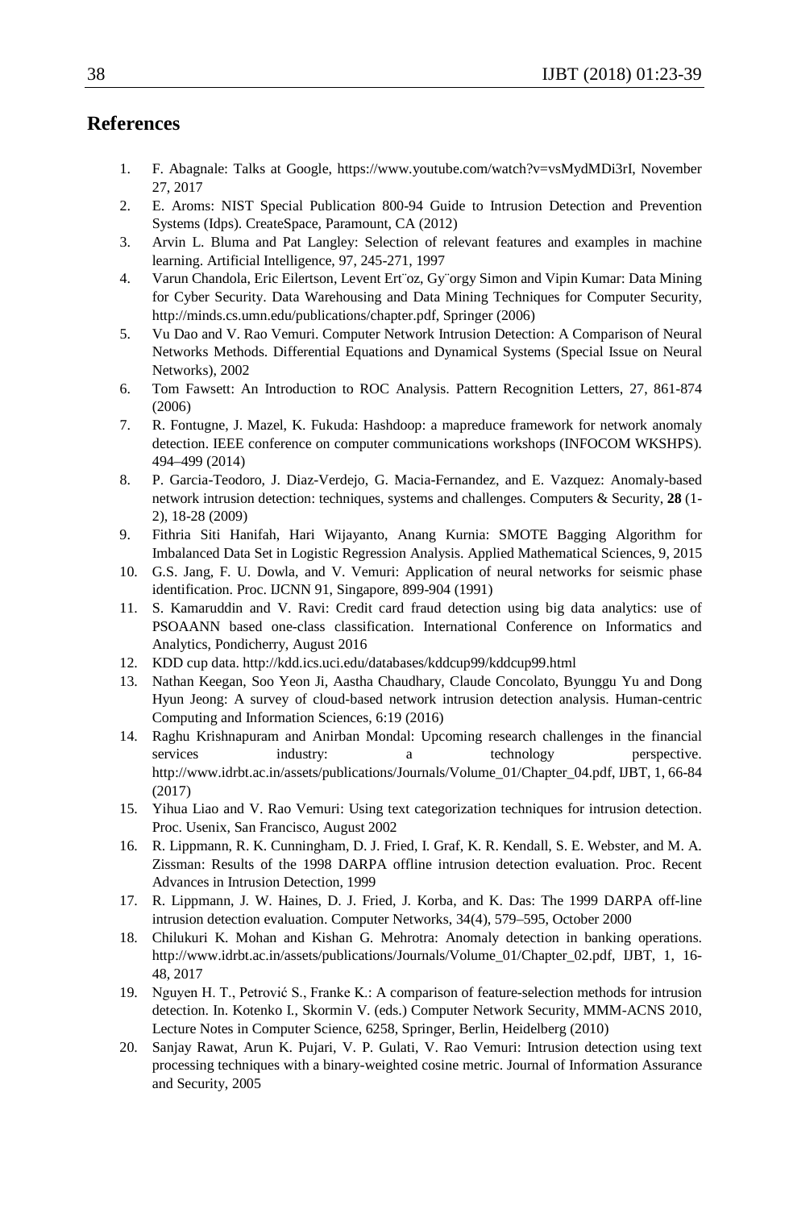## References

1. F. Abagnale: Talks at Google, https://www.youtube.com/watch?v=vsMydMDi3rI, November 27, 2017
2. E. Aroms: NIST Special Publication 800-94 Guide to Intrusion Detection and Prevention Systems (Idps). CreateSpace, Paramount, CA (2012)
3. Arvin L. Bluma and Pat Langley: Selection of relevant features and examples in machine learning. Artificial Intelligence, 97, 245-271, 1997
4. Varun Chandola, Eric Eilertson, Levent Ert¨oz, Gy¨orgy Simon and Vipin Kumar: Data Mining for Cyber Security. Data Warehousing and Data Mining Techniques for Computer Security, http://minds.cs.umn.edu/publications/chapter.pdf, Springer (2006)
5. Vu Dao and V. Rao Vemuri. Computer Network Intrusion Detection: A Comparison of Neural Networks Methods. Differential Equations and Dynamical Systems (Special Issue on Neural Networks), 2002
6. Tom Fawsett: An Introduction to ROC Analysis. Pattern Recognition Letters, 27, 861-874 (2006)
7. R. Fontugne, J. Mazel, K. Fukuda: Hashdoop: a mapreduce framework for network anomaly detection. IEEE conference on computer communications workshops (INFOCOM WKSHPS). 494–499 (2014)
8. P. Garcia-Teodoro, J. Diaz-Verdejo, G. Macia-Fernandez, and E. Vazquez: Anomaly-based network intrusion detection: techniques, systems and challenges. Computers & Security, **28** (1-2), 18-28 (2009)
9. Fithria Siti Hanifah, Hari Wijayanto, Anang Kurnia: SMOTE Bagging Algorithm for Imbalanced Data Set in Logistic Regression Analysis. Applied Mathematical Sciences, 9, 2015
10. G.S. Jang, F. U. Dowla, and V. Vemuri: Application of neural networks for seismic phase identification. Proc. IJCNN 91, Singapore, 899-904 (1991)
11. S. Kamaruddin and V. Ravi: Credit card fraud detection using big data analytics: use of PSOAANN based one-class classification. International Conference on Informatics and Analytics, Pondicherry, August 2016
12. KDD cup data. http://kdd.ics.uci.edu/databases/kddcup99/kddcup99.html
13. Nathan Keegan, Soo Yeon Ji, Aastha Chaudhary, Claude Concolato, Byunggu Yu and Dong Hyun Jeong: A survey of cloud-based network intrusion detection analysis. Human-centric Computing and Information Sciences, 6:19 (2016)
14. Raghu Krishnapuram and Anirban Mondal: Upcoming research challenges in the financial services industry: a technology perspective. http://www.idrbt.ac.in/assets/publications/Journals/Volume_01/Chapter_04.pdf, IJBT, 1, 66-84 (2017)
15. Yihua Liao and V. Rao Vemuri: Using text categorization techniques for intrusion detection. Proc. Usenix, San Francisco, August 2002
16. R. Lippmann, R. K. Cunningham, D. J. Fried, I. Graf, K. R. Kendall, S. E. Webster, and M. A. Zissman: Results of the 1998 DARPA offline intrusion detection evaluation. Proc. Recent Advances in Intrusion Detection, 1999
17. R. Lippmann, J. W. Haines, D. J. Fried, J. Korba, and K. Das: The 1999 DARPA off-line intrusion detection evaluation. Computer Networks, 34(4), 579–595, October 2000
18. Chilukuri K. Mohan and Kishan G. Mehrotra: Anomaly detection in banking operations. http://www.idrbt.ac.in/assets/publications/Journals/Volume_01/Chapter_02.pdf, IJBT, 1, 16-48, 2017
19. Nguyen H. T., Petrović S., Franke K.: A comparison of feature-selection methods for intrusion detection. In. Kotenko I., Skormin V. (eds.) Computer Network Security, MMM-ACNS 2010, Lecture Notes in Computer Science, 6258, Springer, Berlin, Heidelberg (2010)
20. Sanjay Rawat, Arun K. Pujari, V. P. Gulati, V. Rao Vemuri: Intrusion detection using text processing techniques with a binary-weighted cosine metric. Journal of Information Assurance and Security, 2005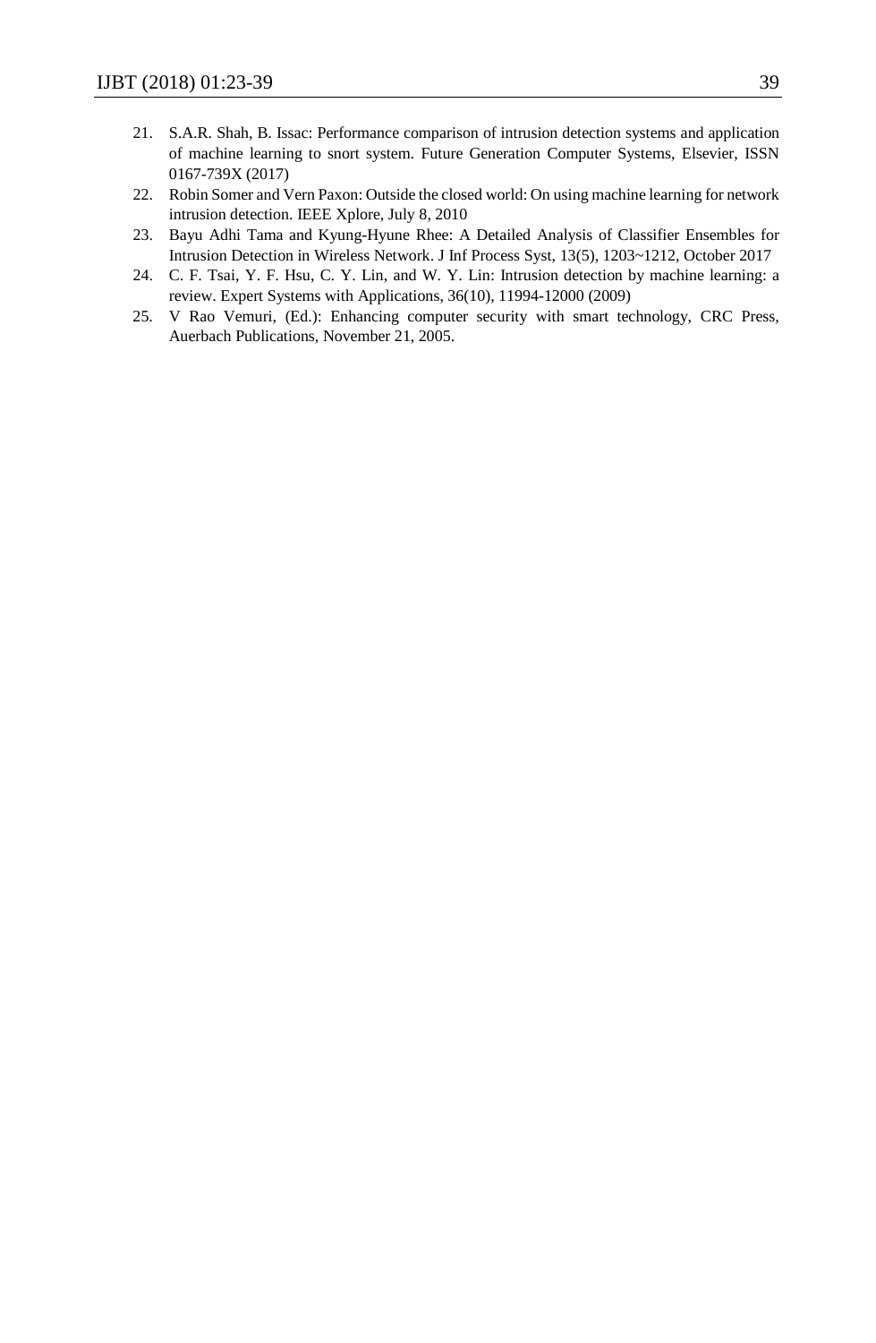21. S.A.R. Shah, B. Issac: Performance comparison of intrusion detection systems and application of machine learning to snort system. Future Generation Computer Systems, Elsevier, ISSN 0167-739X (2017)
22. Robin Somer and Vern Paxon: Outside the closed world: On using machine learning for network intrusion detection. IEEE Xplore, July 8, 2010
23. Bayu Adhi Tama and Kyung-Hyune Rhee: A Detailed Analysis of Classifier Ensembles for Intrusion Detection in Wireless Network. J Inf Process Syst, 13(5), 1203~1212, October 2017
24. C. F. Tsai, Y. F. Hsu, C. Y. Lin, and W. Y. Lin: Intrusion detection by machine learning: a review. Expert Systems with Applications, 36(10), 11994-12000 (2009)
25. V Rao Vemuri, (Ed.): Enhancing computer security with smart technology, CRC Press, Auerbach Publications, November 21, 2005.